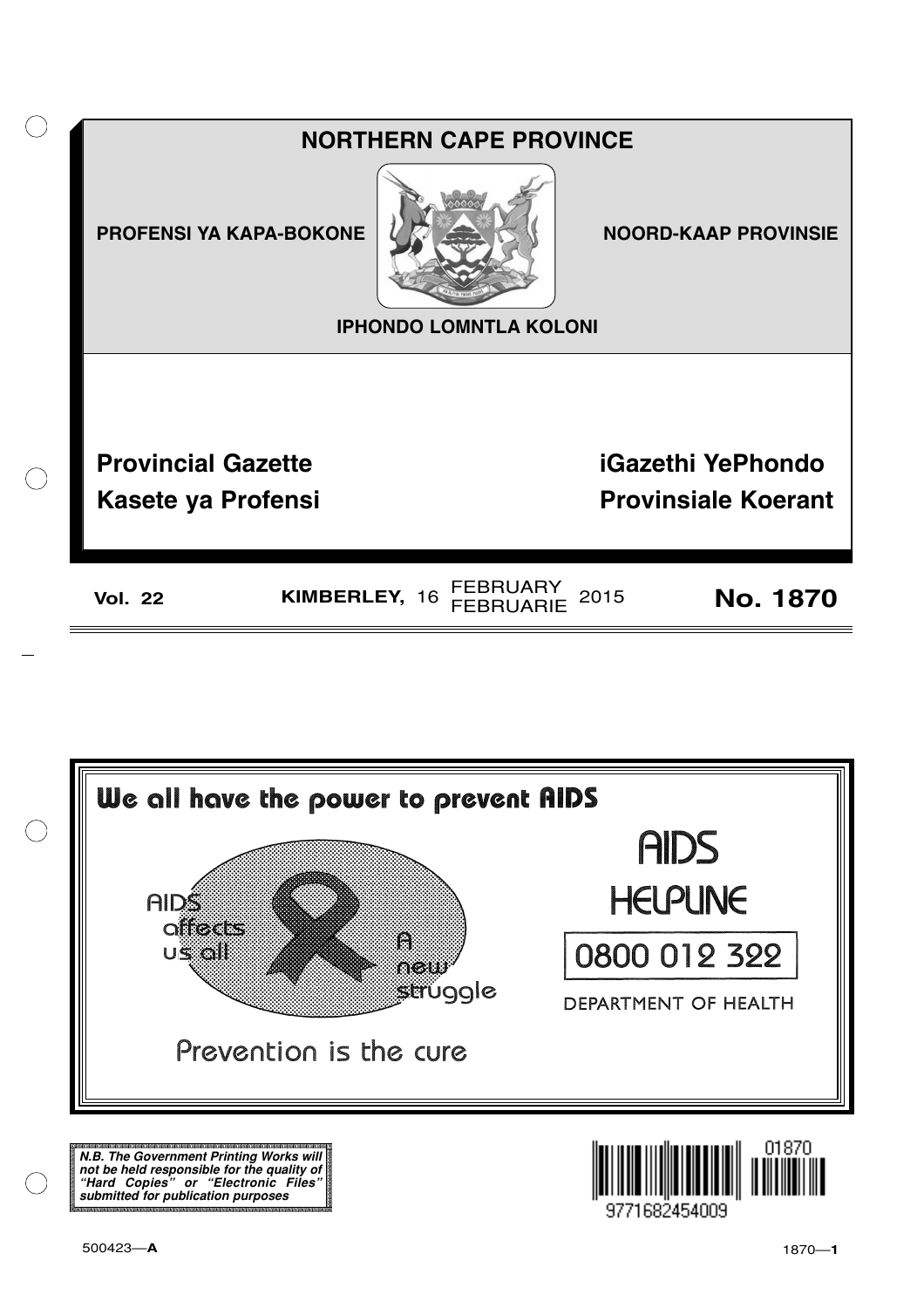# NORTHERN CAPE PROVINCE

**PROFENSI YA KAPA-BOKONE** | **NOORD-KAAP PROVINSIE**

**IPHONDO LOMNTLA KOLONI**

**Provincial Gazette** | **iGazethi YePhondo**

**Kasete ya Profensi** | **Provinsiale Koerant**

**Vol. 22** | **KIMBERLEY,** 16 FEBRUARY / FEBRUARIE 2015 | **No. 1870**

---

**We all have the power to prevent AIDS**

AIDS affects us all

A new struggle

Prevention is the cure

AIDS HELPLINE

0800 012 322

DEPARTMENT OF HEALTH

---

***N.B. The Government Printing Works will not be held responsible for the quality of "Hard Copies" or "Electronic Files" submitted for publication purposes***

01870

9771682454009

500423—**A**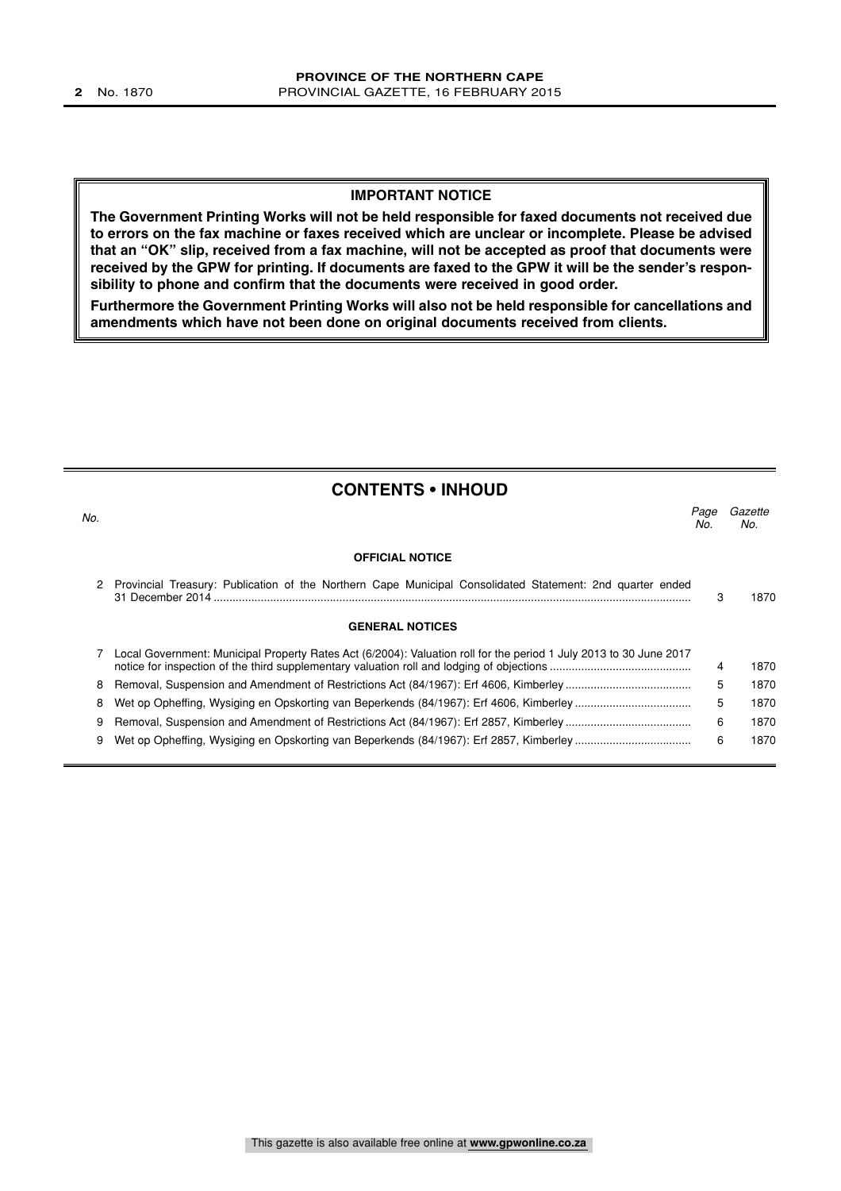## IMPORTANT NOTICE

**The Government Printing Works will not be held responsible for faxed documents not received due to errors on the fax machine or faxes received which are unclear or incomplete. Please be advised that an "OK" slip, received from a fax machine, will not be accepted as proof that documents were received by the GPW for printing. If documents are faxed to the GPW it will be the sender's responsibility to phone and confirm that the documents were received in good order.**

**Furthermore the Government Printing Works will also not be held responsible for cancellations and amendments which have not been done on original documents received from clients.**

## CONTENTS • INHOUD

| *No.* | | *Page No.* | *Gazette No.* |
|---|---|---|---|
| | **OFFICIAL NOTICE** | | |
| 2 | Provincial Treasury: Publication of the Northern Cape Municipal Consolidated Statement: 2nd quarter ended 31 December 2014 | 3 | 1870 |
| | **GENERAL NOTICES** | | |
| 7 | Local Government: Municipal Property Rates Act (6/2004): Valuation roll for the period 1 July 2013 to 30 June 2017 notice for inspection of the third supplementary valuation roll and lodging of objections | 4 | 1870 |
| 8 | Removal, Suspension and Amendment of Restrictions Act (84/1967): Erf 4606, Kimberley | 5 | 1870 |
| 8 | Wet op Opheffing, Wysiging en Opskorting van Beperkends (84/1967): Erf 4606, Kimberley | 5 | 1870 |
| 9 | Removal, Suspension and Amendment of Restrictions Act (84/1967): Erf 2857, Kimberley | 6 | 1870 |
| 9 | Wet op Opheffing, Wysiging en Opskorting van Beperkends (84/1967): Erf 2857, Kimberley | 6 | 1870 |

This gazette is also available free online at **www.gpwonline.co.za**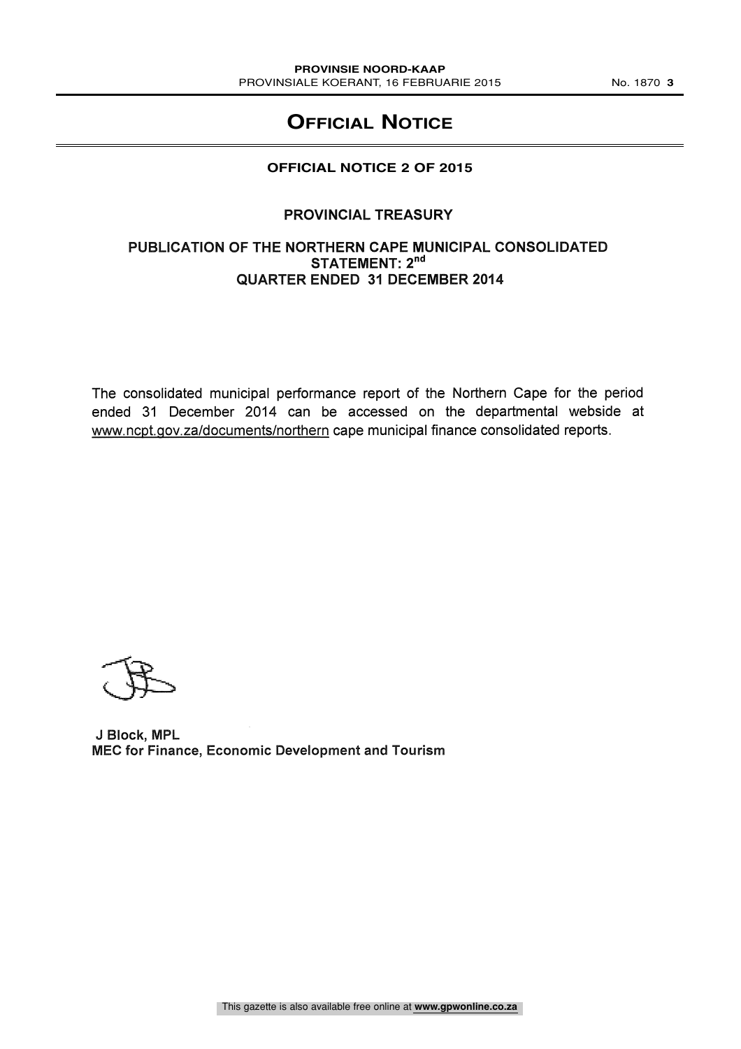# Official Notice

## OFFICIAL NOTICE 2 OF 2015

### PROVINCIAL TREASURY

### PUBLICATION OF THE NORTHERN CAPE MUNICIPAL CONSOLIDATED STATEMENT: 2nd QUARTER ENDED 31 DECEMBER 2014

The consolidated municipal performance report of the Northern Cape for the period ended 31 December 2014 can be accessed on the departmental webside at www.ncpt.gov.za/documents/northern cape municipal finance consolidated reports.

**J Block, MPL**
**MEC for Finance, Economic Development and Tourism**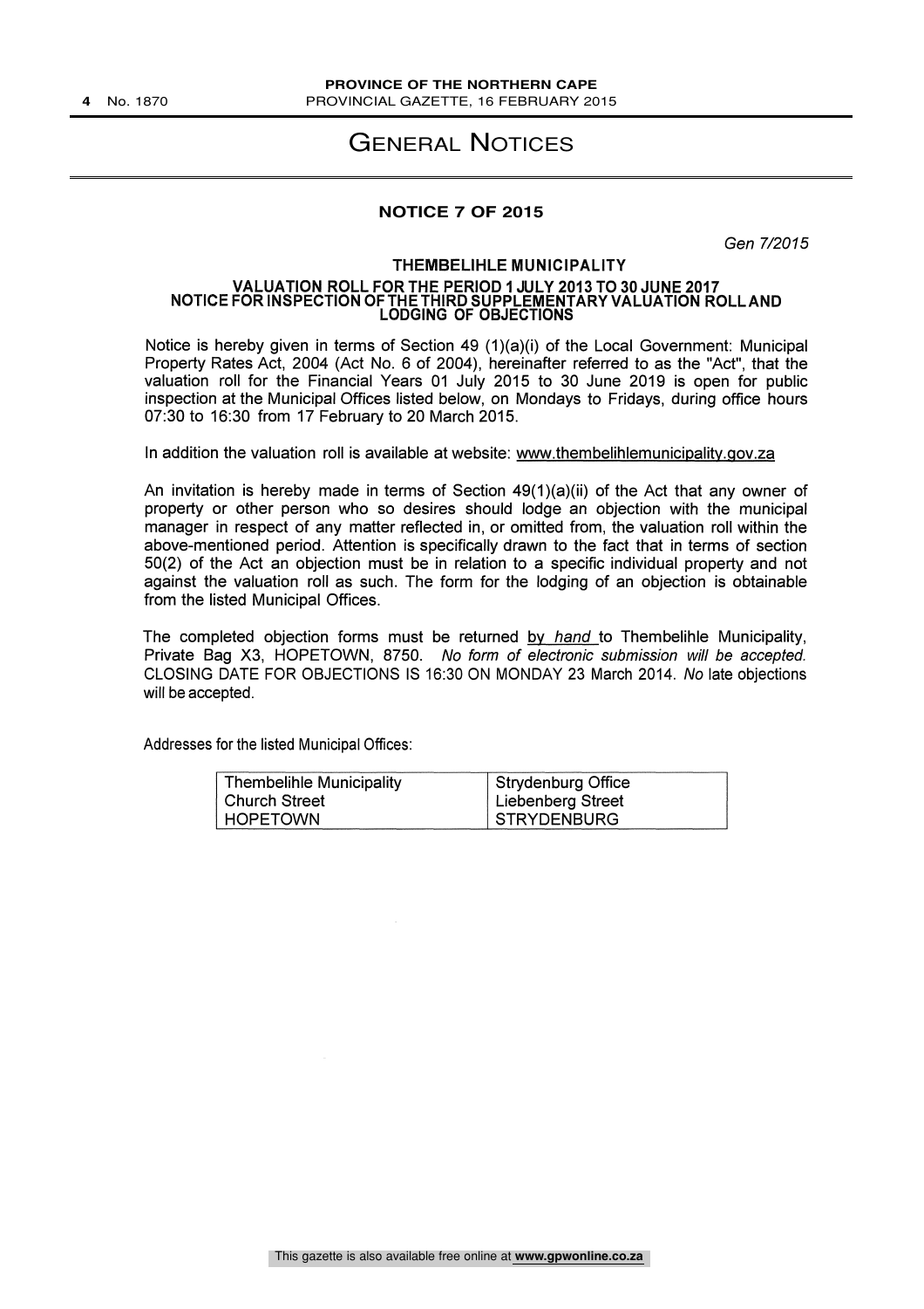# GENERAL NOTICES

## NOTICE 7 OF 2015

*Gen 7/2015*

### THEMBELIHLE MUNICIPALITY

**VALUATION ROLL FOR THE PERIOD 1 JULY 2013 TO 30 JUNE 2017**
**NOTICE FOR INSPECTION OF THE THIRD SUPPLEMENTARY VALUATION ROLL AND LODGING OF OBJECTIONS**

Notice is hereby given in terms of Section 49 (1)(a)(i) of the Local Government: Municipal Property Rates Act, 2004 (Act No. 6 of 2004), hereinafter referred to as the "Act", that the valuation roll for the Financial Years 01 July 2015 to 30 June 2019 is open for public inspection at the Municipal Offices listed below, on Mondays to Fridays, during office hours 07:30 to 16:30 from 17 February to 20 March 2015.

In addition the valuation roll is available at website: www.thembelihlemunicipality.gov.za

An invitation is hereby made in terms of Section 49(1)(a)(ii) of the Act that any owner of property or other person who so desires should lodge an objection with the municipal manager in respect of any matter reflected in, or omitted from, the valuation roll within the above-mentioned period. Attention is specifically drawn to the fact that in terms of section 50(2) of the Act an objection must be in relation to a specific individual property and not against the valuation roll as such. The form for the lodging of an objection is obtainable from the listed Municipal Offices.

The completed objection forms must be returned *by hand* to Thembelihle Municipality, Private Bag X3, HOPETOWN, 8750. *No form of electronic submission will be accepted.* CLOSING DATE FOR OBJECTIONS IS 16:30 ON MONDAY 23 March 2014. *No* late objections will be accepted.

Addresses for the listed Municipal Offices:

| Thembelihle Municipality | Strydenburg Office |
|---|---|
| Church Street | Liebenberg Street |
| HOPETOWN | STRYDENBURG |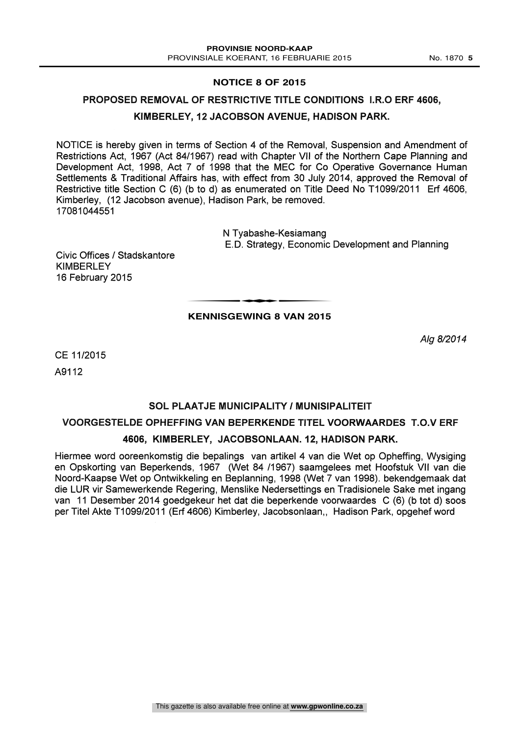## NOTICE 8 OF 2015

### PROPOSED REMOVAL OF RESTRICTIVE TITLE CONDITIONS I.R.O ERF 4606, KIMBERLEY, 12 JACOBSON AVENUE, HADISON PARK.

NOTICE is hereby given in terms of Section 4 of the Removal, Suspension and Amendment of Restrictions Act, 1967 (Act 84/1967) read with Chapter VII of the Northern Cape Planning and Development Act, 1998, Act 7 of 1998 that the MEC for Co Operative Governance Human Settlements & Traditional Affairs has, with effect from 30 July 2014, approved the Removal of Restrictive title Section C (6) (b to d) as enumerated on Title Deed No T1099/2011 Erf 4606, Kimberley, (12 Jacobson avenue), Hadison Park, be removed.
17081044551

N Tyabashe-Kesiamang
E.D. Strategy, Economic Development and Planning

Civic Offices / Stadskantore
KIMBERLEY
16 February 2015

---

## KENNISGEWING 8 VAN 2015

*Alg 8/2014*

CE 11/2015

A9112

### SOL PLAATJE MUNICIPALITY / MUNISIPALITEIT

### VOORGESTELDE OPHEFFING VAN BEPERKENDE TITEL VOORWAARDES T.O.V ERF 4606, KIMBERLEY, JACOBSONLAAN. 12, HADISON PARK.

Hiermee word ooreenkomstig die bepalings van artikel 4 van die Wet op Opheffing, Wysiging en Opskorting van Beperkends, 1967 (Wet 84 /1967) saamgelees met Hoofstuk VII van die Noord-Kaapse Wet op Ontwikkeling en Beplanning, 1998 (Wet 7 van 1998). bekendgemaak dat die LUR vir Samewerkende Regering, Menslike Nedersettings en Tradisionele Sake met ingang van 11 Desember 2014 goedgekeur het dat die beperkende voorwaardes C (6) (b tot d) soos per Titel Akte T1099/2011 (Erf 4606) Kimberley, Jacobsonlaan,, Hadison Park, opgehef word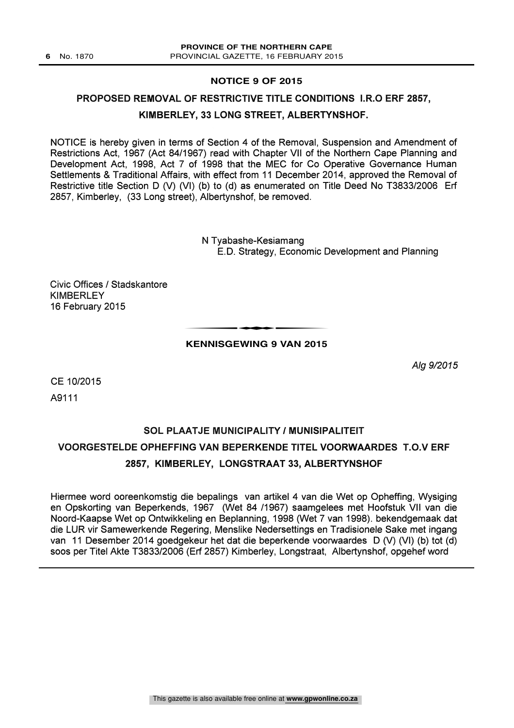## NOTICE 9 OF 2015

### PROPOSED REMOVAL OF RESTRICTIVE TITLE CONDITIONS I.R.O ERF 2857, KIMBERLEY, 33 LONG STREET, ALBERTYNSHOF.

NOTICE is hereby given in terms of Section 4 of the Removal, Suspension and Amendment of Restrictions Act, 1967 (Act 84/1967) read with Chapter VII of the Northern Cape Planning and Development Act, 1998, Act 7 of 1998 that the MEC for Co Operative Governance Human Settlements & Traditional Affairs, with effect from 11 December 2014, approved the Removal of Restrictive title Section D (V) (VI) (b) to (d) as enumerated on Title Deed No T3833/2006 Erf 2857, Kimberley, (33 Long street), Albertynshof, be removed.

N Tyabashe-Kesiamang
E.D. Strategy, Economic Development and Planning

Civic Offices / Stadskantore
KIMBERLEY
16 February 2015

---

## KENNISGEWING 9 VAN 2015

*Alg 9/2015*

CE 10/2015

A9111

### SOL PLAATJE MUNICIPALITY / MUNISIPALITEIT

### VOORGESTELDE OPHEFFING VAN BEPERKENDE TITEL VOORWAARDES T.O.V ERF 2857, KIMBERLEY, LONGSTRAAT 33, ALBERTYNSHOF

Hiermee word ooreenkomstig die bepalings van artikel 4 van die Wet op Opheffing, Wysiging en Opskorting van Beperkends, 1967 (Wet 84 /1967) saamgelees met Hoofstuk VII van die Noord-Kaapse Wet op Ontwikkeling en Beplanning, 1998 (Wet 7 van 1998). bekendgemaak dat die LUR vir Samewerkende Regering, Menslike Nedersettings en Tradisionele Sake met ingang van 11 Desember 2014 goedgekeur het dat die beperkende voorwaardes D (V) (VI) (b) tot (d) soos per Titel Akte T3833/2006 (Erf 2857) Kimberley, Longstraat, Albertynshof, opgehef word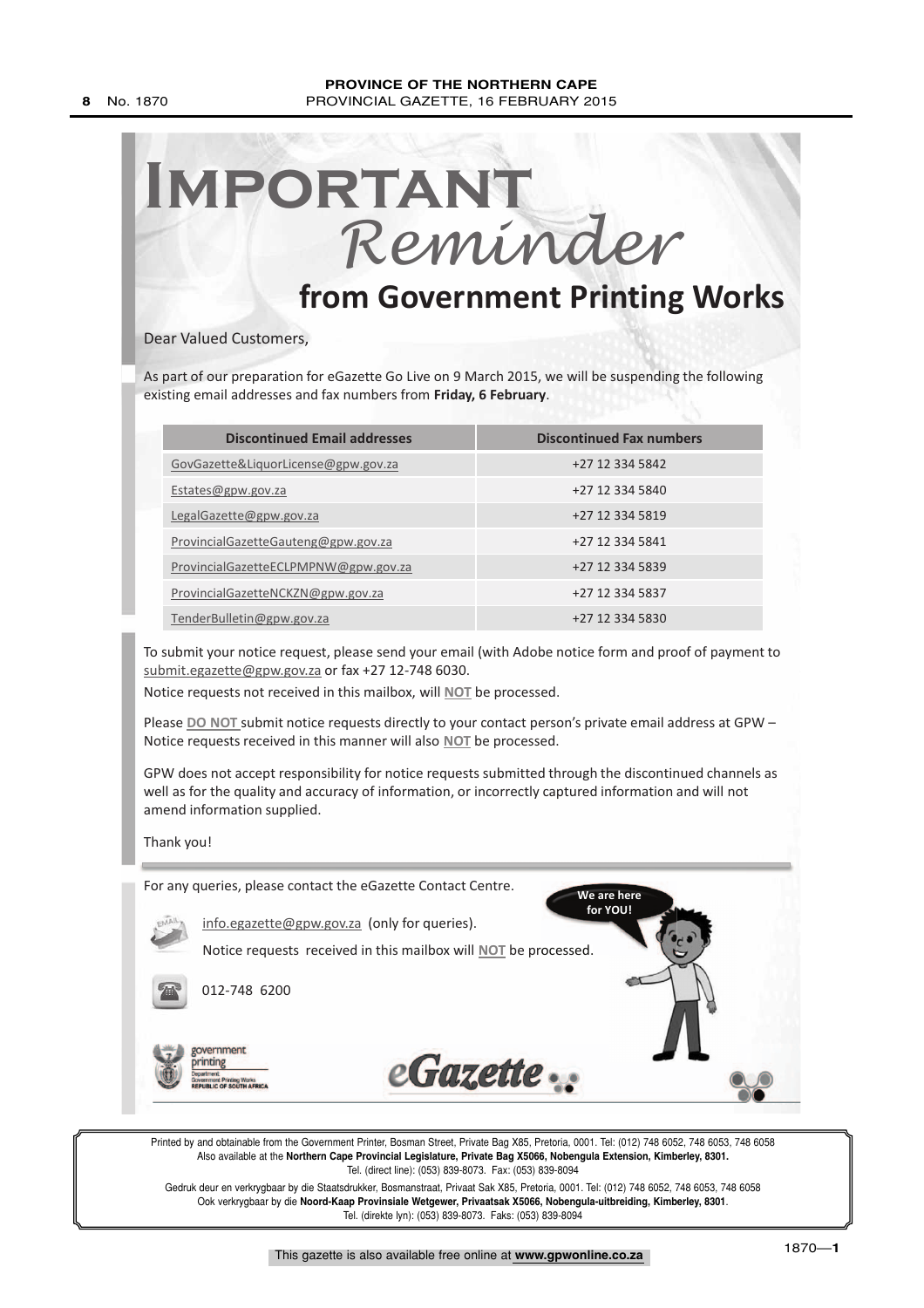# IMPORTANT *Reminder*

## from Government Printing Works

Dear Valued Customers,

As part of our preparation for eGazette Go Live on 9 March 2015, we will be suspending the following existing email addresses and fax numbers from **Friday, 6 February**.

| Discontinued Email addresses | Discontinued Fax numbers |
|---|---|
| GovGazette&LiquorLicense@gpw.gov.za | +27 12 334 5842 |
| Estates@gpw.gov.za | +27 12 334 5840 |
| LegalGazette@gpw.gov.za | +27 12 334 5819 |
| ProvincialGazetteGauteng@gpw.gov.za | +27 12 334 5841 |
| ProvincialGazetteECLPMPNW@gpw.gov.za | +27 12 334 5839 |
| ProvincialGazetteNCKZN@gpw.gov.za | +27 12 334 5837 |
| TenderBulletin@gpw.gov.za | +27 12 334 5830 |

To submit your notice request, please send your email (with Adobe notice form and proof of payment to submit.egazette@gpw.gov.za or fax +27 12-748 6030.

Notice requests not received in this mailbox, will **NOT** be processed.

Please **DO NOT** submit notice requests directly to your contact person's private email address at GPW – Notice requests received in this manner will also **NOT** be processed.

GPW does not accept responsibility for notice requests submitted through the discontinued channels as well as for the quality and accuracy of information, or incorrectly captured information and will not amend information supplied.

Thank you!

For any queries, please contact the eGazette Contact Centre.

info.egazette@gpw.gov.za (only for queries).

Notice requests received in this mailbox will **NOT** be processed.

012-748 6200

We are here for YOU!

*eGazette*

Printed by and obtainable from the Government Printer, Bosman Street, Private Bag X85, Pretoria, 0001. Tel: (012) 748 6052, 748 6053, 748 6058
Also available at the **Northern Cape Provincial Legislature, Private Bag X5066, Nobengula Extension, Kimberley, 8301.**
Tel. (direct line): (053) 839-8073. Fax: (053) 839-8094

Gedruk deur en verkrygbaar by die Staatsdrukker, Bosmanstraat, Privaat Sak X85, Pretoria, 0001. Tel: (012) 748 6052, 748 6053, 748 6058
Ook verkrygbaar by die **Noord-Kaap Provinsiale Wetgewer, Privaatsak X5066, Nobengula-uitbreiding, Kimberley, 8301**.
Tel. (direkte lyn): (053) 839-8073. Faks: (053) 839-8094